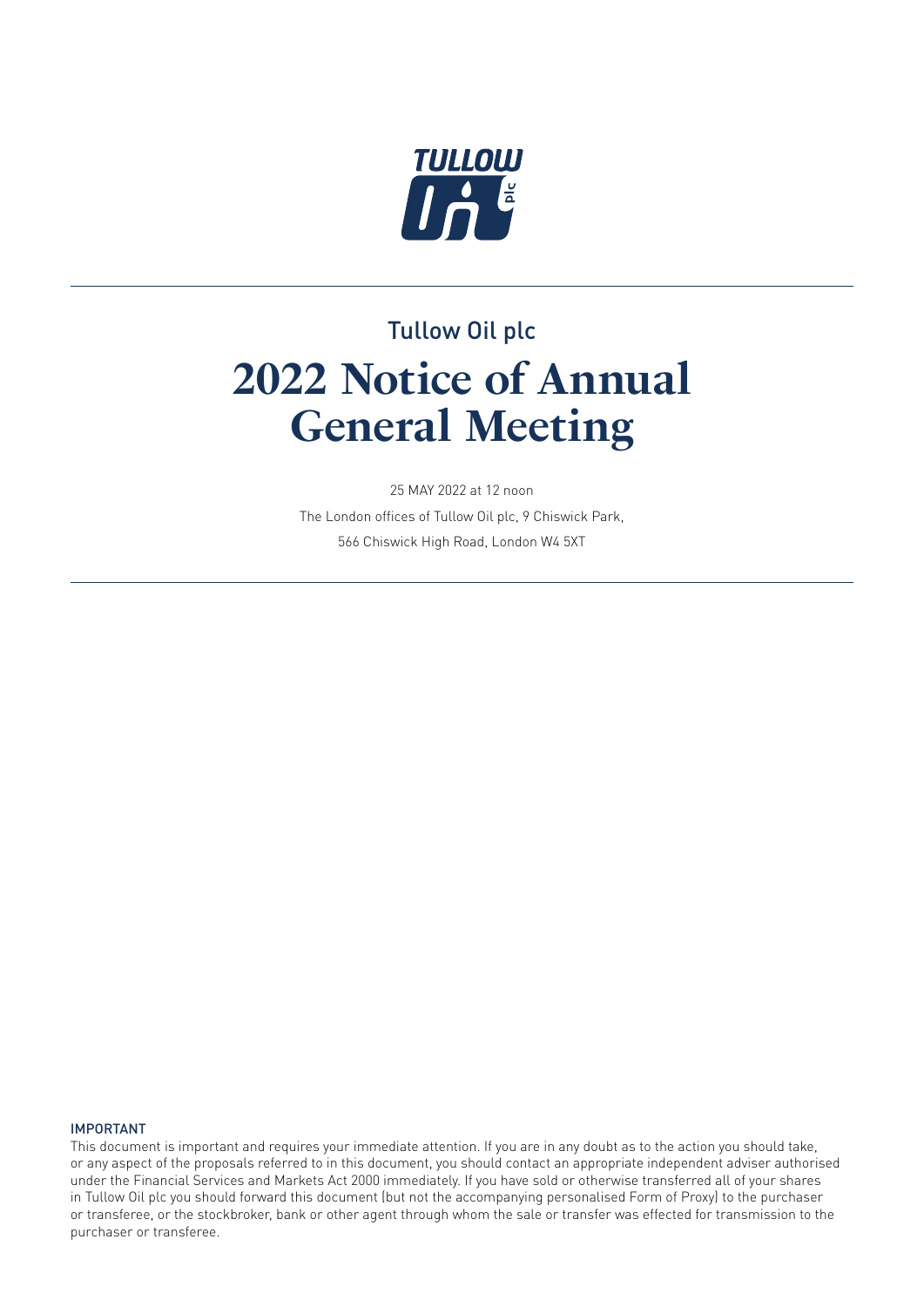Tullow Oil plc

# 2022 Notice of Annual General Meeting

25 MAY 2022 at 12 noon

The London offices of Tullow Oil plc, 9 Chiswick Park,
566 Chiswick High Road, London W4 5XT

## IMPORTANT

This document is important and requires your immediate attention. If you are in any doubt as to the action you should take, or any aspect of the proposals referred to in this document, you should contact an appropriate independent adviser authorised under the Financial Services and Markets Act 2000 immediately. If you have sold or otherwise transferred all of your shares in Tullow Oil plc you should forward this document (but not the accompanying personalised Form of Proxy) to the purchaser or transferee, or the stockbroker, bank or other agent through whom the sale or transfer was effected for transmission to the purchaser or transferee.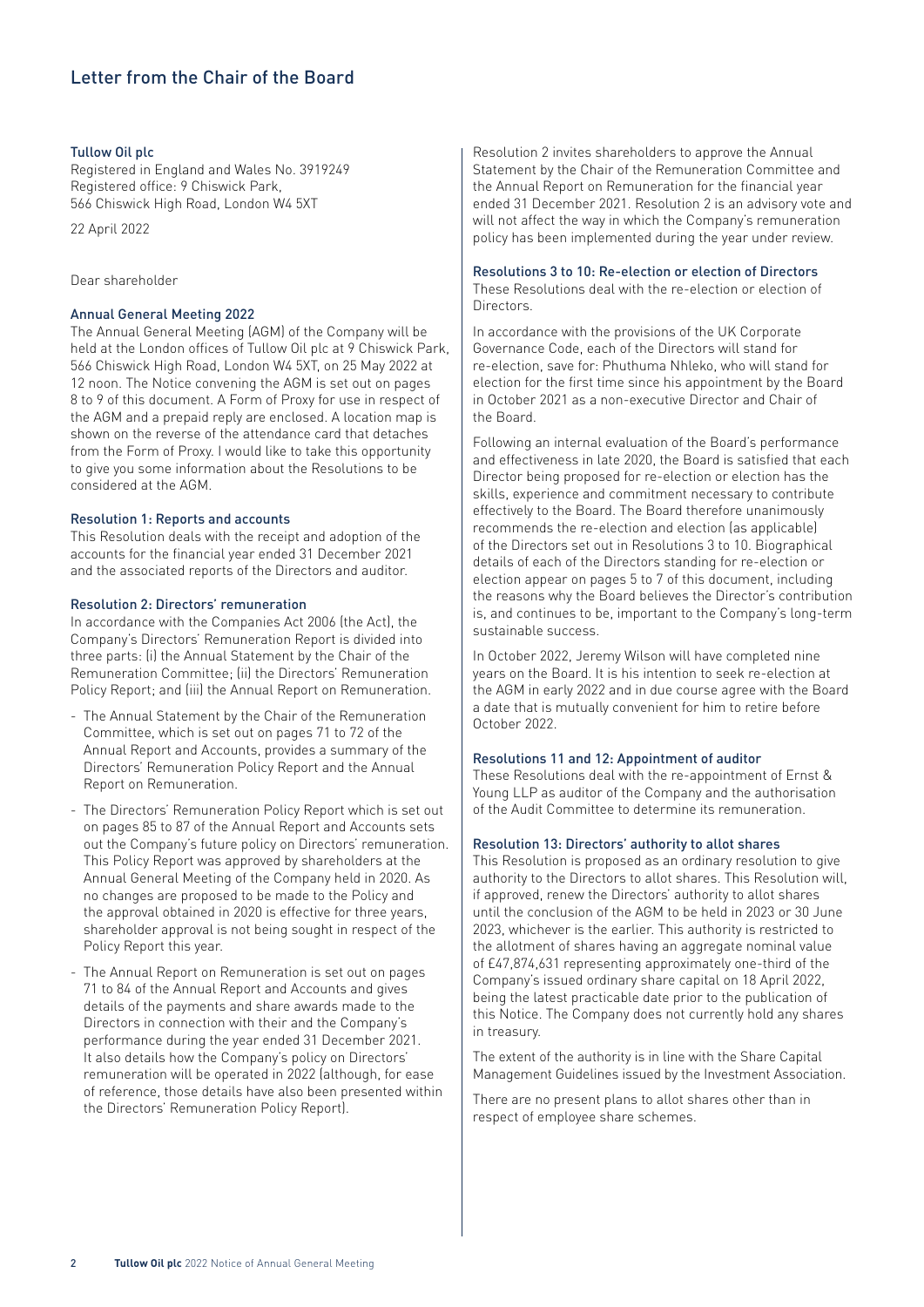# Letter from the Chair of the Board

**Tullow Oil plc**
Registered in England and Wales No. 3919249
Registered office: 9 Chiswick Park,
566 Chiswick High Road, London W4 5XT

22 April 2022

Dear shareholder

## Annual General Meeting 2022

The Annual General Meeting (AGM) of the Company will be held at the London offices of Tullow Oil plc at 9 Chiswick Park, 566 Chiswick High Road, London W4 5XT, on 25 May 2022 at 12 noon. The Notice convening the AGM is set out on pages 8 to 9 of this document. A Form of Proxy for use in respect of the AGM and a prepaid reply are enclosed. A location map is shown on the reverse of the attendance card that detaches from the Form of Proxy. I would like to take this opportunity to give you some information about the Resolutions to be considered at the AGM.

### Resolution 1: Reports and accounts

This Resolution deals with the receipt and adoption of the accounts for the financial year ended 31 December 2021 and the associated reports of the Directors and auditor.

### Resolution 2: Directors' remuneration

In accordance with the Companies Act 2006 (the Act), the Company's Directors' Remuneration Report is divided into three parts: (i) the Annual Statement by the Chair of the Remuneration Committee; (ii) the Directors' Remuneration Policy Report; and (iii) the Annual Report on Remuneration.

- The Annual Statement by the Chair of the Remuneration Committee, which is set out on pages 71 to 72 of the Annual Report and Accounts, provides a summary of the Directors' Remuneration Policy Report and the Annual Report on Remuneration.
- The Directors' Remuneration Policy Report which is set out on pages 85 to 87 of the Annual Report and Accounts sets out the Company's future policy on Directors' remuneration. This Policy Report was approved by shareholders at the Annual General Meeting of the Company held in 2020. As no changes are proposed to be made to the Policy and the approval obtained in 2020 is effective for three years, shareholder approval is not being sought in respect of the Policy Report this year.
- The Annual Report on Remuneration is set out on pages 71 to 84 of the Annual Report and Accounts and gives details of the payments and share awards made to the Directors in connection with their and the Company's performance during the year ended 31 December 2021. It also details how the Company's policy on Directors' remuneration will be operated in 2022 (although, for ease of reference, those details have also been presented within the Directors' Remuneration Policy Report).

Resolution 2 invites shareholders to approve the Annual Statement by the Chair of the Remuneration Committee and the Annual Report on Remuneration for the financial year ended 31 December 2021. Resolution 2 is an advisory vote and will not affect the way in which the Company's remuneration policy has been implemented during the year under review.

### Resolutions 3 to 10: Re-election or election of Directors

These Resolutions deal with the re-election or election of Directors.

In accordance with the provisions of the UK Corporate Governance Code, each of the Directors will stand for re-election, save for: Phuthuma Nhleko, who will stand for election for the first time since his appointment by the Board in October 2021 as a non-executive Director and Chair of the Board.

Following an internal evaluation of the Board's performance and effectiveness in late 2020, the Board is satisfied that each Director being proposed for re-election or election has the skills, experience and commitment necessary to contribute effectively to the Board. The Board therefore unanimously recommends the re-election and election (as applicable) of the Directors set out in Resolutions 3 to 10. Biographical details of each of the Directors standing for re-election or election appear on pages 5 to 7 of this document, including the reasons why the Board believes the Director's contribution is, and continues to be, important to the Company's long-term sustainable success.

In October 2022, Jeremy Wilson will have completed nine years on the Board. It is his intention to seek re-election at the AGM in early 2022 and in due course agree with the Board a date that is mutually convenient for him to retire before October 2022.

### Resolutions 11 and 12: Appointment of auditor

These Resolutions deal with the re-appointment of Ernst & Young LLP as auditor of the Company and the authorisation of the Audit Committee to determine its remuneration.

### Resolution 13: Directors' authority to allot shares

This Resolution is proposed as an ordinary resolution to give authority to the Directors to allot shares. This Resolution will, if approved, renew the Directors' authority to allot shares until the conclusion of the AGM to be held in 2023 or 30 June 2023, whichever is the earlier. This authority is restricted to the allotment of shares having an aggregate nominal value of £47,874,631 representing approximately one-third of the Company's issued ordinary share capital on 18 April 2022, being the latest practicable date prior to the publication of this Notice. The Company does not currently hold any shares in treasury.

The extent of the authority is in line with the Share Capital Management Guidelines issued by the Investment Association.

There are no present plans to allot shares other than in respect of employee share schemes.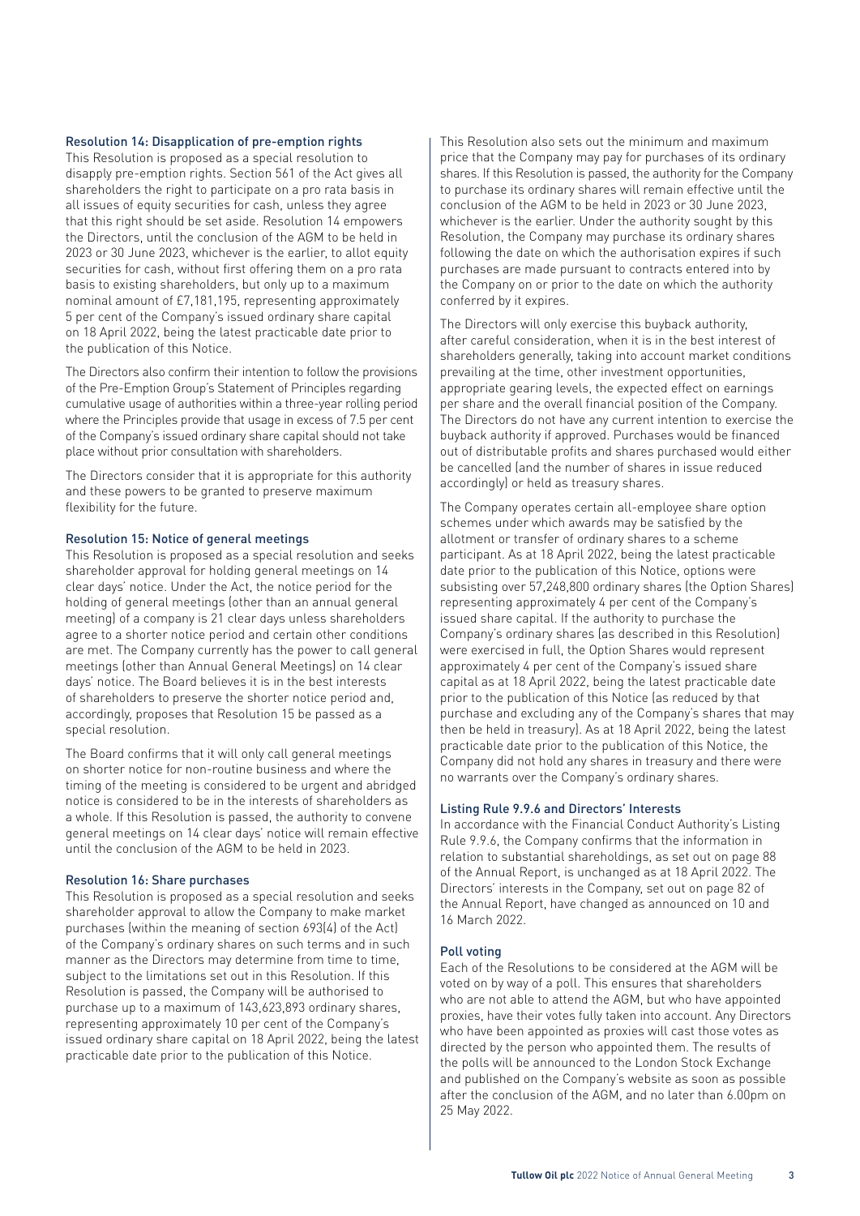### Resolution 14: Disapplication of pre-emption rights

This Resolution is proposed as a special resolution to disapply pre-emption rights. Section 561 of the Act gives all shareholders the right to participate on a pro rata basis in all issues of equity securities for cash, unless they agree that this right should be set aside. Resolution 14 empowers the Directors, until the conclusion of the AGM to be held in 2023 or 30 June 2023, whichever is the earlier, to allot equity securities for cash, without first offering them on a pro rata basis to existing shareholders, but only up to a maximum nominal amount of £7,181,195, representing approximately 5 per cent of the Company's issued ordinary share capital on 18 April 2022, being the latest practicable date prior to the publication of this Notice.

The Directors also confirm their intention to follow the provisions of the Pre-Emption Group's Statement of Principles regarding cumulative usage of authorities within a three-year rolling period where the Principles provide that usage in excess of 7.5 per cent of the Company's issued ordinary share capital should not take place without prior consultation with shareholders.

The Directors consider that it is appropriate for this authority and these powers to be granted to preserve maximum flexibility for the future.

### Resolution 15: Notice of general meetings

This Resolution is proposed as a special resolution and seeks shareholder approval for holding general meetings on 14 clear days' notice. Under the Act, the notice period for the holding of general meetings (other than an annual general meeting) of a company is 21 clear days unless shareholders agree to a shorter notice period and certain other conditions are met. The Company currently has the power to call general meetings (other than Annual General Meetings) on 14 clear days' notice. The Board believes it is in the best interests of shareholders to preserve the shorter notice period and, accordingly, proposes that Resolution 15 be passed as a special resolution.

The Board confirms that it will only call general meetings on shorter notice for non-routine business and where the timing of the meeting is considered to be urgent and abridged notice is considered to be in the interests of shareholders as a whole. If this Resolution is passed, the authority to convene general meetings on 14 clear days' notice will remain effective until the conclusion of the AGM to be held in 2023.

### Resolution 16: Share purchases

This Resolution is proposed as a special resolution and seeks shareholder approval to allow the Company to make market purchases (within the meaning of section 693(4) of the Act) of the Company's ordinary shares on such terms and in such manner as the Directors may determine from time to time, subject to the limitations set out in this Resolution. If this Resolution is passed, the Company will be authorised to purchase up to a maximum of 143,623,893 ordinary shares, representing approximately 10 per cent of the Company's issued ordinary share capital on 18 April 2022, being the latest practicable date prior to the publication of this Notice.

This Resolution also sets out the minimum and maximum price that the Company may pay for purchases of its ordinary shares. If this Resolution is passed, the authority for the Company to purchase its ordinary shares will remain effective until the conclusion of the AGM to be held in 2023 or 30 June 2023, whichever is the earlier. Under the authority sought by this Resolution, the Company may purchase its ordinary shares following the date on which the authorisation expires if such purchases are made pursuant to contracts entered into by the Company on or prior to the date on which the authority conferred by it expires.

The Directors will only exercise this buyback authority, after careful consideration, when it is in the best interest of shareholders generally, taking into account market conditions prevailing at the time, other investment opportunities, appropriate gearing levels, the expected effect on earnings per share and the overall financial position of the Company. The Directors do not have any current intention to exercise the buyback authority if approved. Purchases would be financed out of distributable profits and shares purchased would either be cancelled (and the number of shares in issue reduced accordingly) or held as treasury shares.

The Company operates certain all-employee share option schemes under which awards may be satisfied by the allotment or transfer of ordinary shares to a scheme participant. As at 18 April 2022, being the latest practicable date prior to the publication of this Notice, options were subsisting over 57,248,800 ordinary shares (the Option Shares) representing approximately 4 per cent of the Company's issued share capital. If the authority to purchase the Company's ordinary shares (as described in this Resolution) were exercised in full, the Option Shares would represent approximately 4 per cent of the Company's issued share capital as at 18 April 2022, being the latest practicable date prior to the publication of this Notice (as reduced by that purchase and excluding any of the Company's shares that may then be held in treasury). As at 18 April 2022, being the latest practicable date prior to the publication of this Notice, the Company did not hold any shares in treasury and there were no warrants over the Company's ordinary shares.

### Listing Rule 9.9.6 and Directors' Interests

In accordance with the Financial Conduct Authority's Listing Rule 9.9.6, the Company confirms that the information in relation to substantial shareholdings, as set out on page 88 of the Annual Report, is unchanged as at 18 April 2022. The Directors' interests in the Company, set out on page 82 of the Annual Report, have changed as announced on 10 and 16 March 2022.

### Poll voting

Each of the Resolutions to be considered at the AGM will be voted on by way of a poll. This ensures that shareholders who are not able to attend the AGM, but who have appointed proxies, have their votes fully taken into account. Any Directors who have been appointed as proxies will cast those votes as directed by the person who appointed them. The results of the polls will be announced to the London Stock Exchange and published on the Company's website as soon as possible after the conclusion of the AGM, and no later than 6.00pm on 25 May 2022.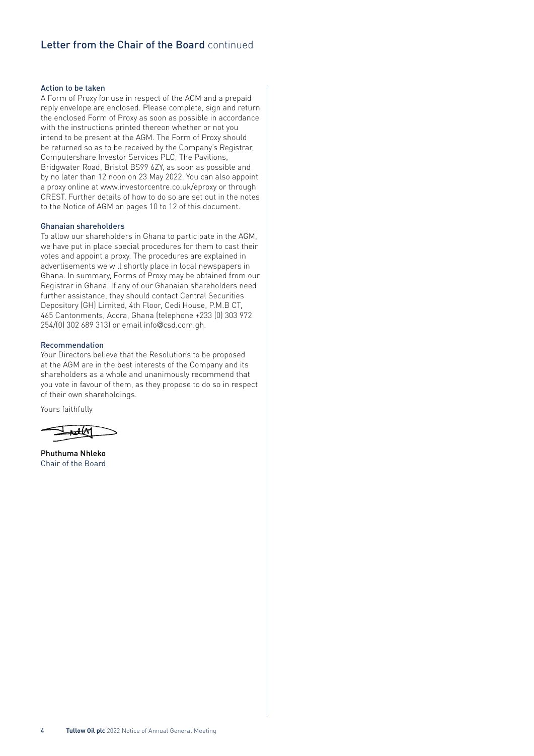## Letter from the Chair of the Board continued

### Action to be taken

A Form of Proxy for use in respect of the AGM and a prepaid reply envelope are enclosed. Please complete, sign and return the enclosed Form of Proxy as soon as possible in accordance with the instructions printed thereon whether or not you intend to be present at the AGM. The Form of Proxy should be returned so as to be received by the Company's Registrar, Computershare Investor Services PLC, The Pavilions, Bridgwater Road, Bristol BS99 6ZY, as soon as possible and by no later than 12 noon on 23 May 2022. You can also appoint a proxy online at www.investorcentre.co.uk/eproxy or through CREST. Further details of how to do so are set out in the notes to the Notice of AGM on pages 10 to 12 of this document.

### Ghanaian shareholders

To allow our shareholders in Ghana to participate in the AGM, we have put in place special procedures for them to cast their votes and appoint a proxy. The procedures are explained in advertisements we will shortly place in local newspapers in Ghana. In summary, Forms of Proxy may be obtained from our Registrar in Ghana. If any of our Ghanaian shareholders need further assistance, they should contact Central Securities Depository (GH) Limited, 4th Floor, Cedi House, P.M.B CT, 465 Cantonments, Accra, Ghana (telephone +233 (0) 303 972 254/(0) 302 689 313) or email info@csd.com.gh.

### Recommendation

Your Directors believe that the Resolutions to be proposed at the AGM are in the best interests of the Company and its shareholders as a whole and unanimously recommend that you vote in favour of them, as they propose to do so in respect of their own shareholdings.

Yours faithfully

**Phuthuma Nhleko**
Chair of the Board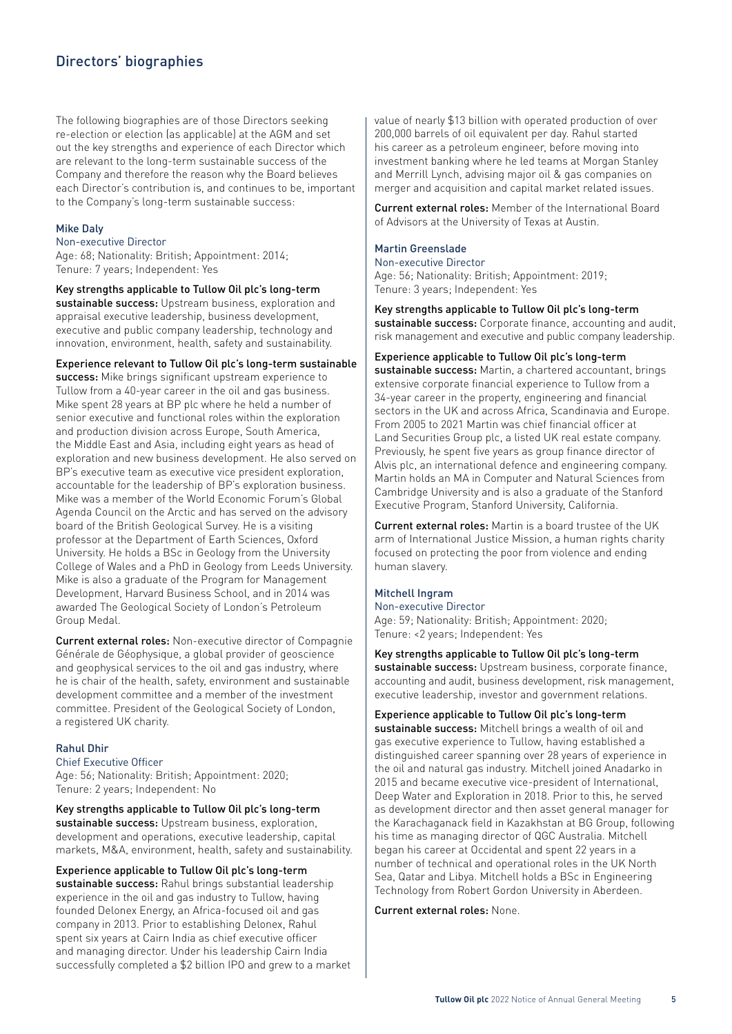# Directors' biographies

The following biographies are of those Directors seeking re-election or election (as applicable) at the AGM and set out the key strengths and experience of each Director which are relevant to the long-term sustainable success of the Company and therefore the reason why the Board believes each Director's contribution is, and continues to be, important to the Company's long-term sustainable success:

### Mike Daly

Non-executive Director

Age: 68; Nationality: British; Appointment: 2014; Tenure: 7 years; Independent: Yes

**Key strengths applicable to Tullow Oil plc's long-term sustainable success:** Upstream business, exploration and appraisal executive leadership, business development, executive and public company leadership, technology and innovation, environment, health, safety and sustainability.

**Experience relevant to Tullow Oil plc's long-term sustainable success:** Mike brings significant upstream experience to Tullow from a 40-year career in the oil and gas business. Mike spent 28 years at BP plc where he held a number of senior executive and functional roles within the exploration and production division across Europe, South America, the Middle East and Asia, including eight years as head of exploration and new business development. He also served on BP's executive team as executive vice president exploration, accountable for the leadership of BP's exploration business. Mike was a member of the World Economic Forum's Global Agenda Council on the Arctic and has served on the advisory board of the British Geological Survey. He is a visiting professor at the Department of Earth Sciences, Oxford University. He holds a BSc in Geology from the University College of Wales and a PhD in Geology from Leeds University. Mike is also a graduate of the Program for Management Development, Harvard Business School, and in 2014 was awarded The Geological Society of London's Petroleum Group Medal.

**Current external roles:** Non-executive director of Compagnie Générale de Géophysique, a global provider of geoscience and geophysical services to the oil and gas industry, where he is chair of the health, safety, environment and sustainable development committee and a member of the investment committee. President of the Geological Society of London, a registered UK charity.

### Rahul Dhir

Chief Executive Officer

Age: 56; Nationality: British; Appointment: 2020; Tenure: 2 years; Independent: No

**Key strengths applicable to Tullow Oil plc's long-term sustainable success:** Upstream business, exploration, development and operations, executive leadership, capital markets, M&A, environment, health, safety and sustainability.

**Experience applicable to Tullow Oil plc's long-term sustainable success:** Rahul brings substantial leadership experience in the oil and gas industry to Tullow, having founded Delonex Energy, an Africa-focused oil and gas company in 2013. Prior to establishing Delonex, Rahul spent six years at Cairn India as chief executive officer and managing director. Under his leadership Cairn India successfully completed a $2 billion IPO and grew to a market value of nearly $13 billion with operated production of over 200,000 barrels of oil equivalent per day. Rahul started his career as a petroleum engineer, before moving into investment banking where he led teams at Morgan Stanley and Merrill Lynch, advising major oil & gas companies on merger and acquisition and capital market related issues.

**Current external roles:** Member of the International Board of Advisors at the University of Texas at Austin.

### Martin Greenslade

Non-executive Director

Age: 56; Nationality: British; Appointment: 2019; Tenure: 3 years; Independent: Yes

**Key strengths applicable to Tullow Oil plc's long-term sustainable success:** Corporate finance, accounting and audit, risk management and executive and public company leadership.

**Experience applicable to Tullow Oil plc's long-term sustainable success:** Martin, a chartered accountant, brings extensive corporate financial experience to Tullow from a 34-year career in the property, engineering and financial sectors in the UK and across Africa, Scandinavia and Europe. From 2005 to 2021 Martin was chief financial officer at Land Securities Group plc, a listed UK real estate company. Previously, he spent five years as group finance director of Alvis plc, an international defence and engineering company. Martin holds an MA in Computer and Natural Sciences from Cambridge University and is also a graduate of the Stanford Executive Program, Stanford University, California.

**Current external roles:** Martin is a board trustee of the UK arm of International Justice Mission, a human rights charity focused on protecting the poor from violence and ending human slavery.

### Mitchell Ingram

Non-executive Director

Age: 59; Nationality: British; Appointment: 2020; Tenure: <2 years; Independent: Yes

**Key strengths applicable to Tullow Oil plc's long-term sustainable success:** Upstream business, corporate finance, accounting and audit, business development, risk management, executive leadership, investor and government relations.

**Experience applicable to Tullow Oil plc's long-term sustainable success:** Mitchell brings a wealth of oil and gas executive experience to Tullow, having established a distinguished career spanning over 28 years of experience in the oil and natural gas industry. Mitchell joined Anadarko in 2015 and became executive vice-president of International, Deep Water and Exploration in 2018. Prior to this, he served as development director and then asset general manager for the Karachaganack field in Kazakhstan at BG Group, following his time as managing director of QGC Australia. Mitchell began his career at Occidental and spent 22 years in a number of technical and operational roles in the UK North Sea, Qatar and Libya. Mitchell holds a BSc in Engineering Technology from Robert Gordon University in Aberdeen.

**Current external roles:** None.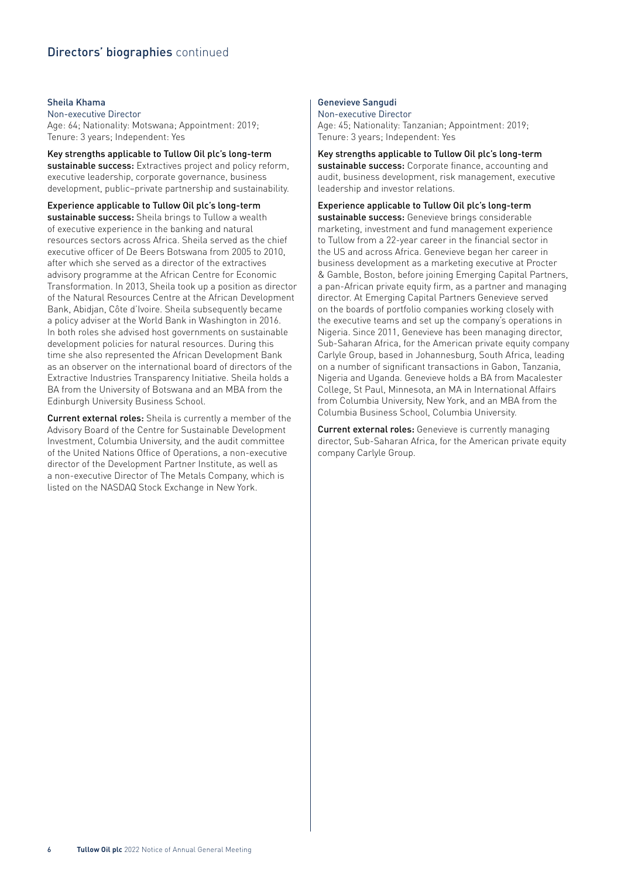## Directors' biographies continued

### Sheila Khama

Non-executive Director

Age: 64; Nationality: Motswana; Appointment: 2019; Tenure: 3 years; Independent: Yes

**Key strengths applicable to Tullow Oil plc's long-term sustainable success:** Extractives project and policy reform, executive leadership, corporate governance, business development, public–private partnership and sustainability.

**Experience applicable to Tullow Oil plc's long-term sustainable success:** Sheila brings to Tullow a wealth of executive experience in the banking and natural resources sectors across Africa. Sheila served as the chief executive officer of De Beers Botswana from 2005 to 2010, after which she served as a director of the extractives advisory programme at the African Centre for Economic Transformation. In 2013, Sheila took up a position as director of the Natural Resources Centre at the African Development Bank, Abidjan, Côte d'Ivoire. Sheila subsequently became a policy adviser at the World Bank in Washington in 2016. In both roles she advised host governments on sustainable development policies for natural resources. During this time she also represented the African Development Bank as an observer on the international board of directors of the Extractive Industries Transparency Initiative. Sheila holds a BA from the University of Botswana and an MBA from the Edinburgh University Business School.

**Current external roles:** Sheila is currently a member of the Advisory Board of the Centre for Sustainable Development Investment, Columbia University, and the audit committee of the United Nations Office of Operations, a non-executive director of the Development Partner Institute, as well as a non-executive Director of The Metals Company, which is listed on the NASDAQ Stock Exchange in New York.

### Genevieve Sangudi

Non-executive Director

Age: 45; Nationality: Tanzanian; Appointment: 2019; Tenure: 3 years; Independent: Yes

**Key strengths applicable to Tullow Oil plc's long-term sustainable success:** Corporate finance, accounting and audit, business development, risk management, executive leadership and investor relations.

**Experience applicable to Tullow Oil plc's long-term sustainable success:** Genevieve brings considerable marketing, investment and fund management experience to Tullow from a 22-year career in the financial sector in the US and across Africa. Genevieve began her career in business development as a marketing executive at Procter & Gamble, Boston, before joining Emerging Capital Partners, a pan-African private equity firm, as a partner and managing director. At Emerging Capital Partners Genevieve served on the boards of portfolio companies working closely with the executive teams and set up the company's operations in Nigeria. Since 2011, Genevieve has been managing director, Sub-Saharan Africa, for the American private equity company Carlyle Group, based in Johannesburg, South Africa, leading on a number of significant transactions in Gabon, Tanzania, Nigeria and Uganda. Genevieve holds a BA from Macalester College, St Paul, Minnesota, an MA in International Affairs from Columbia University, New York, and an MBA from the Columbia Business School, Columbia University.

**Current external roles:** Genevieve is currently managing director, Sub-Saharan Africa, for the American private equity company Carlyle Group.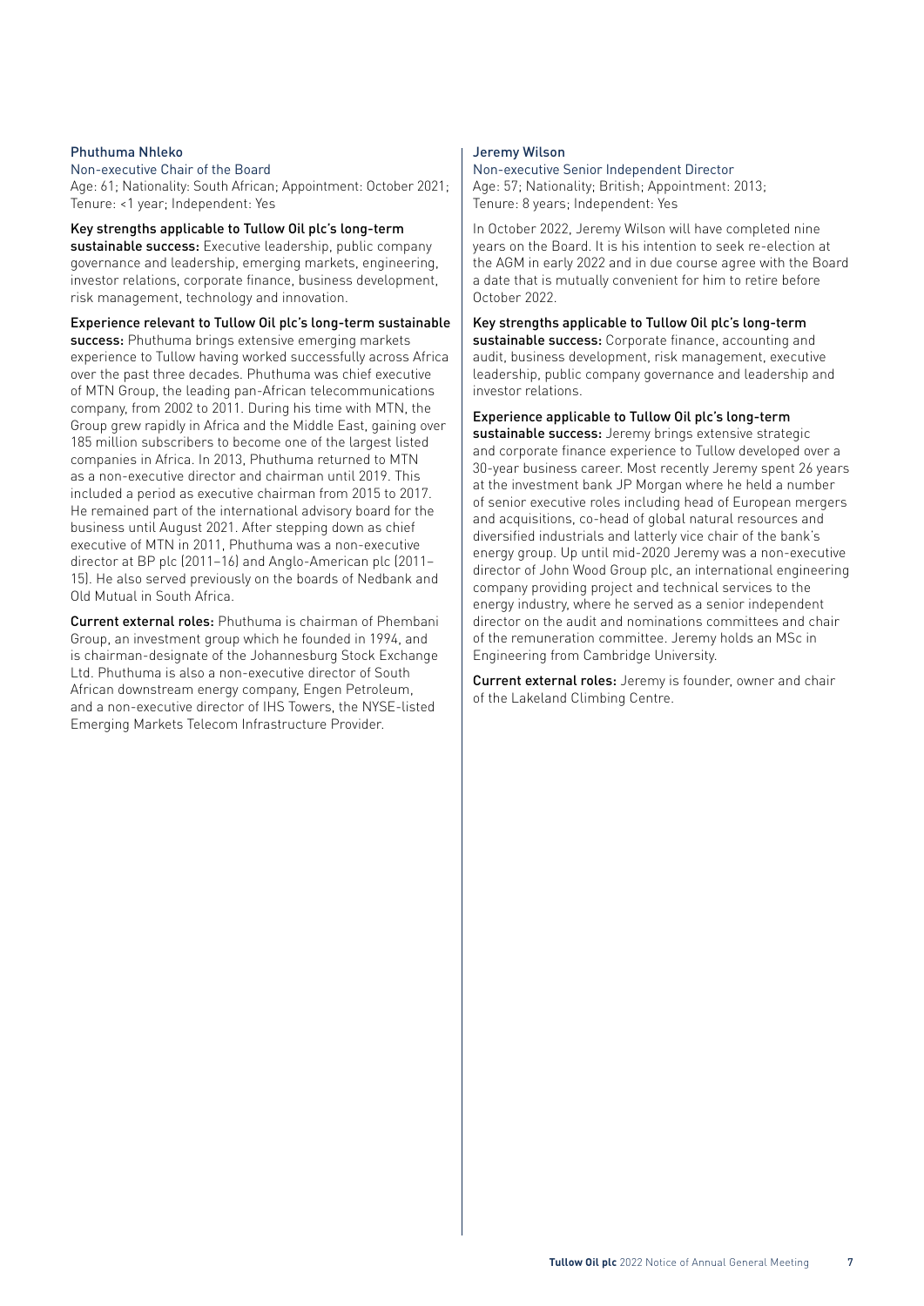### Phuthuma Nhleko

Non-executive Chair of the Board

Age: 61; Nationality: South African; Appointment: October 2021; Tenure: <1 year; Independent: Yes

**Key strengths applicable to Tullow Oil plc's long-term sustainable success:** Executive leadership, public company governance and leadership, emerging markets, engineering, investor relations, corporate finance, business development, risk management, technology and innovation.

**Experience relevant to Tullow Oil plc's long-term sustainable success:** Phuthuma brings extensive emerging markets experience to Tullow having worked successfully across Africa over the past three decades. Phuthuma was chief executive of MTN Group, the leading pan-African telecommunications company, from 2002 to 2011. During his time with MTN, the Group grew rapidly in Africa and the Middle East, gaining over 185 million subscribers to become one of the largest listed companies in Africa. In 2013, Phuthuma returned to MTN as a non-executive director and chairman until 2019. This included a period as executive chairman from 2015 to 2017. He remained part of the international advisory board for the business until August 2021. After stepping down as chief executive of MTN in 2011, Phuthuma was a non-executive director at BP plc (2011–16) and Anglo-American plc (2011–15). He also served previously on the boards of Nedbank and Old Mutual in South Africa.

**Current external roles:** Phuthuma is chairman of Phembani Group, an investment group which he founded in 1994, and is chairman-designate of the Johannesburg Stock Exchange Ltd. Phuthuma is also a non-executive director of South African downstream energy company, Engen Petroleum, and a non-executive director of IHS Towers, the NYSE-listed Emerging Markets Telecom Infrastructure Provider.

### Jeremy Wilson

Non-executive Senior Independent Director

Age: 57; Nationality; British; Appointment: 2013; Tenure: 8 years; Independent: Yes

In October 2022, Jeremy Wilson will have completed nine years on the Board. It is his intention to seek re-election at the AGM in early 2022 and in due course agree with the Board a date that is mutually convenient for him to retire before October 2022.

**Key strengths applicable to Tullow Oil plc's long-term sustainable success:** Corporate finance, accounting and audit, business development, risk management, executive leadership, public company governance and leadership and investor relations.

**Experience applicable to Tullow Oil plc's long-term sustainable success:** Jeremy brings extensive strategic and corporate finance experience to Tullow developed over a 30-year business career. Most recently Jeremy spent 26 years at the investment bank JP Morgan where he held a number of senior executive roles including head of European mergers and acquisitions, co-head of global natural resources and diversified industrials and latterly vice chair of the bank's energy group. Up until mid-2020 Jeremy was a non-executive director of John Wood Group plc, an international engineering company providing project and technical services to the energy industry, where he served as a senior independent director on the audit and nominations committees and chair of the remuneration committee. Jeremy holds an MSc in Engineering from Cambridge University.

**Current external roles:** Jeremy is founder, owner and chair of the Lakeland Climbing Centre.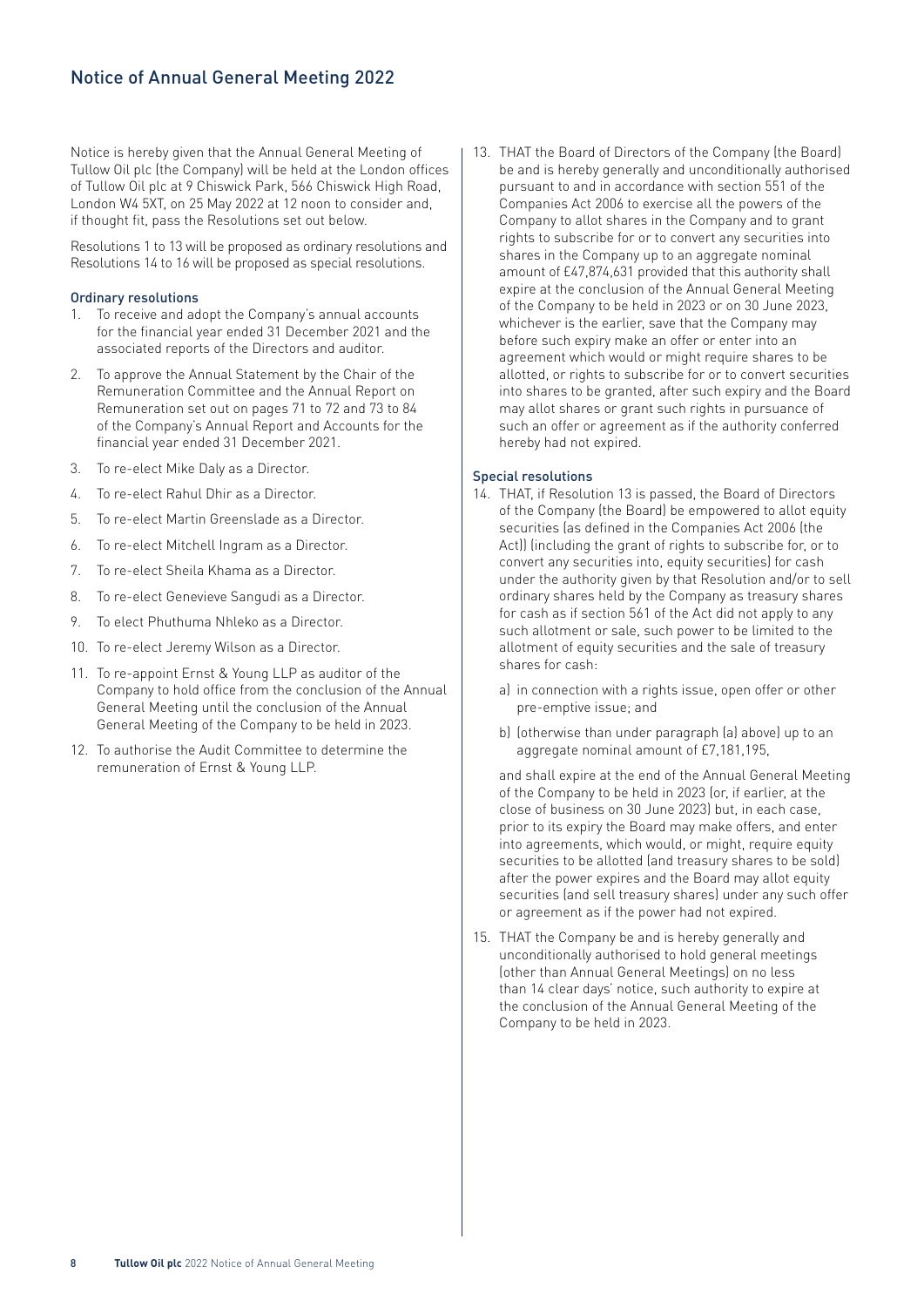# Notice of Annual General Meeting 2022

Notice is hereby given that the Annual General Meeting of Tullow Oil plc (the Company) will be held at the London offices of Tullow Oil plc at 9 Chiswick Park, 566 Chiswick High Road, London W4 5XT, on 25 May 2022 at 12 noon to consider and, if thought fit, pass the Resolutions set out below.

Resolutions 1 to 13 will be proposed as ordinary resolutions and Resolutions 14 to 16 will be proposed as special resolutions.

## Ordinary resolutions

1. To receive and adopt the Company's annual accounts for the financial year ended 31 December 2021 and the associated reports of the Directors and auditor.
2. To approve the Annual Statement by the Chair of the Remuneration Committee and the Annual Report on Remuneration set out on pages 71 to 72 and 73 to 84 of the Company's Annual Report and Accounts for the financial year ended 31 December 2021.
3. To re-elect Mike Daly as a Director.
4. To re-elect Rahul Dhir as a Director.
5. To re-elect Martin Greenslade as a Director.
6. To re-elect Mitchell Ingram as a Director.
7. To re-elect Sheila Khama as a Director.
8. To re-elect Genevieve Sangudi as a Director.
9. To elect Phuthuma Nhleko as a Director.
10. To re-elect Jeremy Wilson as a Director.
11. To re-appoint Ernst & Young LLP as auditor of the Company to hold office from the conclusion of the Annual General Meeting until the conclusion of the Annual General Meeting of the Company to be held in 2023.
12. To authorise the Audit Committee to determine the remuneration of Ernst & Young LLP.
13. THAT the Board of Directors of the Company (the Board) be and is hereby generally and unconditionally authorised pursuant to and in accordance with section 551 of the Companies Act 2006 to exercise all the powers of the Company to allot shares in the Company and to grant rights to subscribe for or to convert any securities into shares in the Company up to an aggregate nominal amount of £47,874,631 provided that this authority shall expire at the conclusion of the Annual General Meeting of the Company to be held in 2023 or on 30 June 2023, whichever is the earlier, save that the Company may before such expiry make an offer or enter into an agreement which would or might require shares to be allotted, or rights to subscribe for or to convert securities into shares to be granted, after such expiry and the Board may allot shares or grant such rights in pursuance of such an offer or agreement as if the authority conferred hereby had not expired.

## Special resolutions

14. THAT, if Resolution 13 is passed, the Board of Directors of the Company (the Board) be empowered to allot equity securities (as defined in the Companies Act 2006 (the Act)) (including the grant of rights to subscribe for, or to convert any securities into, equity securities) for cash under the authority given by that Resolution and/or to sell ordinary shares held by the Company as treasury shares for cash as if section 561 of the Act did not apply to any such allotment or sale, such power to be limited to the allotment of equity securities and the sale of treasury shares for cash:

    a) in connection with a rights issue, open offer or other pre-emptive issue; and

    b) (otherwise than under paragraph (a) above) up to an aggregate nominal amount of £7,181,195,

    and shall expire at the end of the Annual General Meeting of the Company to be held in 2023 (or, if earlier, at the close of business on 30 June 2023) but, in each case, prior to its expiry the Board may make offers, and enter into agreements, which would, or might, require equity securities to be allotted (and treasury shares to be sold) after the power expires and the Board may allot equity securities (and sell treasury shares) under any such offer or agreement as if the power had not expired.

15. THAT the Company be and is hereby generally and unconditionally authorised to hold general meetings (other than Annual General Meetings) on no less than 14 clear days' notice, such authority to expire at the conclusion of the Annual General Meeting of the Company to be held in 2023.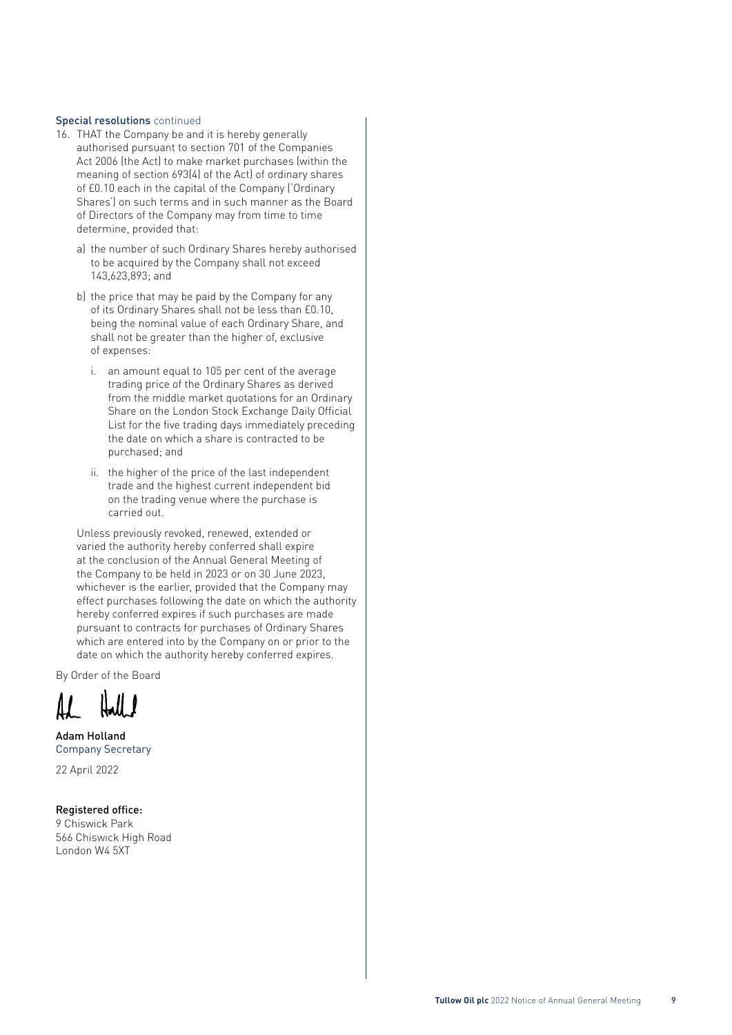### Special resolutions continued

16. THAT the Company be and it is hereby generally authorised pursuant to section 701 of the Companies Act 2006 (the Act) to make market purchases (within the meaning of section 693(4) of the Act) of ordinary shares of £0.10 each in the capital of the Company ('Ordinary Shares') on such terms and in such manner as the Board of Directors of the Company may from time to time determine, provided that:

    a) the number of such Ordinary Shares hereby authorised to be acquired by the Company shall not exceed 143,623,893; and

    b) the price that may be paid by the Company for any of its Ordinary Shares shall not be less than £0.10, being the nominal value of each Ordinary Share, and shall not be greater than the higher of, exclusive of expenses:

        i. an amount equal to 105 per cent of the average trading price of the Ordinary Shares as derived from the middle market quotations for an Ordinary Share on the London Stock Exchange Daily Official List for the five trading days immediately preceding the date on which a share is contracted to be purchased; and

        ii. the higher of the price of the last independent trade and the highest current independent bid on the trading venue where the purchase is carried out.

    Unless previously revoked, renewed, extended or varied the authority hereby conferred shall expire at the conclusion of the Annual General Meeting of the Company to be held in 2023 or on 30 June 2023, whichever is the earlier, provided that the Company may effect purchases following the date on which the authority hereby conferred expires if such purchases are made pursuant to contracts for purchases of Ordinary Shares which are entered into by the Company on or prior to the date on which the authority hereby conferred expires.

By Order of the Board

**Adam Holland**
Company Secretary

22 April 2022

**Registered office:**
9 Chiswick Park
566 Chiswick High Road
London W4 5XT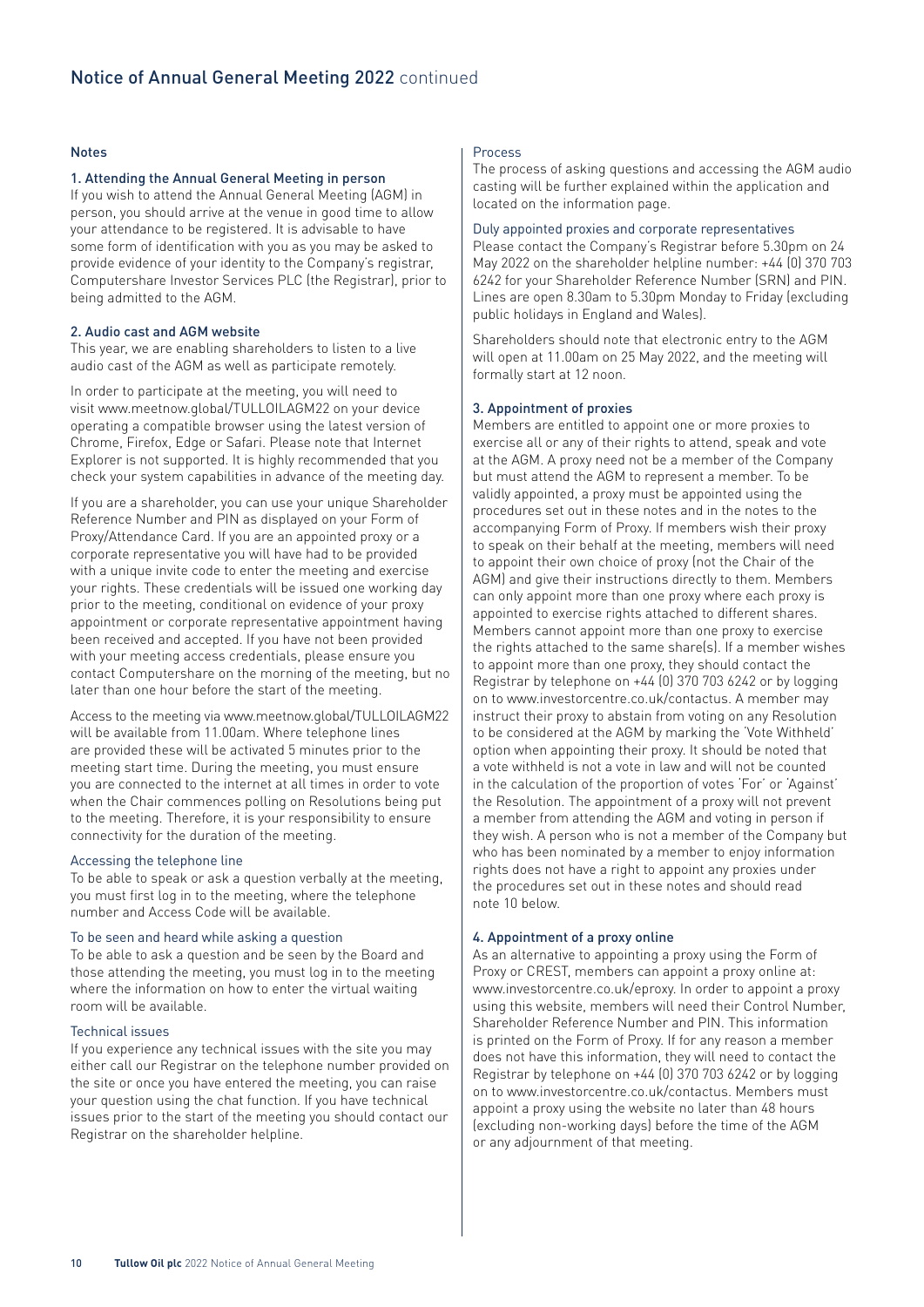# Notice of Annual General Meeting 2022 continued

## Notes

### 1. Attending the Annual General Meeting in person

If you wish to attend the Annual General Meeting (AGM) in person, you should arrive at the venue in good time to allow your attendance to be registered. It is advisable to have some form of identification with you as you may be asked to provide evidence of your identity to the Company's registrar, Computershare Investor Services PLC (the Registrar), prior to being admitted to the AGM.

### 2. Audio cast and AGM website

This year, we are enabling shareholders to listen to a live audio cast of the AGM as well as participate remotely.

In order to participate at the meeting, you will need to visit www.meetnow.global/TULLOILAGM22 on your device operating a compatible browser using the latest version of Chrome, Firefox, Edge or Safari. Please note that Internet Explorer is not supported. It is highly recommended that you check your system capabilities in advance of the meeting day.

If you are a shareholder, you can use your unique Shareholder Reference Number and PIN as displayed on your Form of Proxy/Attendance Card. If you are an appointed proxy or a corporate representative you will have had to be provided with a unique invite code to enter the meeting and exercise your rights. These credentials will be issued one working day prior to the meeting, conditional on evidence of your proxy appointment or corporate representative appointment having been received and accepted. If you have not been provided with your meeting access credentials, please ensure you contact Computershare on the morning of the meeting, but no later than one hour before the start of the meeting.

Access to the meeting via www.meetnow.global/TULLOILAGM22 will be available from 11.00am. Where telephone lines are provided these will be activated 5 minutes prior to the meeting start time. During the meeting, you must ensure you are connected to the internet at all times in order to vote when the Chair commences polling on Resolutions being put to the meeting. Therefore, it is your responsibility to ensure connectivity for the duration of the meeting.

#### Accessing the telephone line

To be able to speak or ask a question verbally at the meeting, you must first log in to the meeting, where the telephone number and Access Code will be available.

#### To be seen and heard while asking a question

To be able to ask a question and be seen by the Board and those attending the meeting, you must log in to the meeting where the information on how to enter the virtual waiting room will be available.

#### Technical issues

If you experience any technical issues with the site you may either call our Registrar on the telephone number provided on the site or once you have entered the meeting, you can raise your question using the chat function. If you have technical issues prior to the start of the meeting you should contact our Registrar on the shareholder helpline.

#### Process

The process of asking questions and accessing the AGM audio casting will be further explained within the application and located on the information page.

#### Duly appointed proxies and corporate representatives

Please contact the Company's Registrar before 5.30pm on 24 May 2022 on the shareholder helpline number: +44 (0) 370 703 6242 for your Shareholder Reference Number (SRN) and PIN. Lines are open 8.30am to 5.30pm Monday to Friday (excluding public holidays in England and Wales).

Shareholders should note that electronic entry to the AGM will open at 11.00am on 25 May 2022, and the meeting will formally start at 12 noon.

### 3. Appointment of proxies

Members are entitled to appoint one or more proxies to exercise all or any of their rights to attend, speak and vote at the AGM. A proxy need not be a member of the Company but must attend the AGM to represent a member. To be validly appointed, a proxy must be appointed using the procedures set out in these notes and in the notes to the accompanying Form of Proxy. If members wish their proxy to speak on their behalf at the meeting, members will need to appoint their own choice of proxy (not the Chair of the AGM) and give their instructions directly to them. Members can only appoint more than one proxy where each proxy is appointed to exercise rights attached to different shares. Members cannot appoint more than one proxy to exercise the rights attached to the same share(s). If a member wishes to appoint more than one proxy, they should contact the Registrar by telephone on +44 (0) 370 703 6242 or by logging on to www.investorcentre.co.uk/contactus. A member may instruct their proxy to abstain from voting on any Resolution to be considered at the AGM by marking the 'Vote Withheld' option when appointing their proxy. It should be noted that a vote withheld is not a vote in law and will not be counted in the calculation of the proportion of votes 'For' or 'Against' the Resolution. The appointment of a proxy will not prevent a member from attending the AGM and voting in person if they wish. A person who is not a member of the Company but who has been nominated by a member to enjoy information rights does not have a right to appoint any proxies under the procedures set out in these notes and should read note 10 below.

### 4. Appointment of a proxy online

As an alternative to appointing a proxy using the Form of Proxy or CREST, members can appoint a proxy online at: www.investorcentre.co.uk/eproxy. In order to appoint a proxy using this website, members will need their Control Number, Shareholder Reference Number and PIN. This information is printed on the Form of Proxy. If for any reason a member does not have this information, they will need to contact the Registrar by telephone on +44 (0) 370 703 6242 or by logging on to www.investorcentre.co.uk/contactus. Members must appoint a proxy using the website no later than 48 hours (excluding non-working days) before the time of the AGM or any adjournment of that meeting.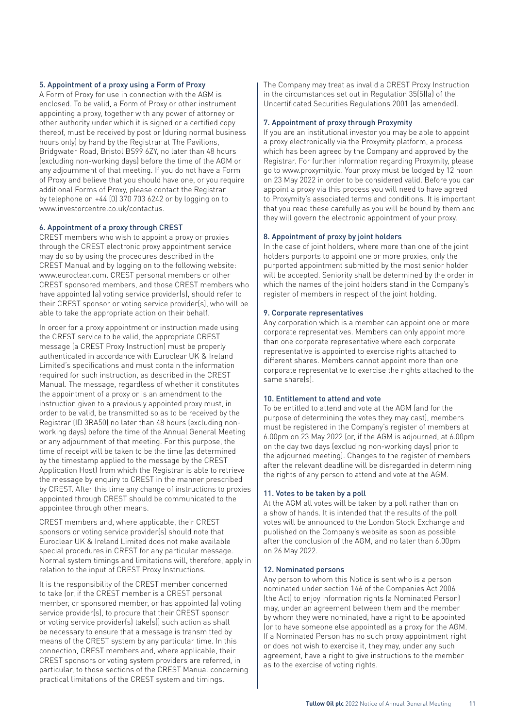#### 5. Appointment of a proxy using a Form of Proxy

A Form of Proxy for use in connection with the AGM is enclosed. To be valid, a Form of Proxy or other instrument appointing a proxy, together with any power of attorney or other authority under which it is signed or a certified copy thereof, must be received by post or (during normal business hours only) by hand by the Registrar at The Pavilions, Bridgwater Road, Bristol BS99 6ZY, no later than 48 hours (excluding non-working days) before the time of the AGM or any adjournment of that meeting. If you do not have a Form of Proxy and believe that you should have one, or you require additional Forms of Proxy, please contact the Registrar by telephone on +44 (0) 370 703 6242 or by logging on to www.investorcentre.co.uk/contactus.

#### 6. Appointment of a proxy through CREST

CREST members who wish to appoint a proxy or proxies through the CREST electronic proxy appointment service may do so by using the procedures described in the CREST Manual and by logging on to the following website: www.euroclear.com. CREST personal members or other CREST sponsored members, and those CREST members who have appointed (a) voting service provider(s), should refer to their CREST sponsor or voting service provider(s), who will be able to take the appropriate action on their behalf.

In order for a proxy appointment or instruction made using the CREST service to be valid, the appropriate CREST message (a CREST Proxy Instruction) must be properly authenticated in accordance with Euroclear UK & Ireland Limited's specifications and must contain the information required for such instruction, as described in the CREST Manual. The message, regardless of whether it constitutes the appointment of a proxy or is an amendment to the instruction given to a previously appointed proxy must, in order to be valid, be transmitted so as to be received by the Registrar (ID 3RA50) no later than 48 hours (excluding non-working days) before the time of the Annual General Meeting or any adjournment of that meeting. For this purpose, the time of receipt will be taken to be the time (as determined by the timestamp applied to the message by the CREST Application Host) from which the Registrar is able to retrieve the message by enquiry to CREST in the manner prescribed by CREST. After this time any change of instructions to proxies appointed through CREST should be communicated to the appointee through other means.

CREST members and, where applicable, their CREST sponsors or voting service provider(s) should note that Euroclear UK & Ireland Limited does not make available special procedures in CREST for any particular message. Normal system timings and limitations will, therefore, apply in relation to the input of CREST Proxy Instructions.

It is the responsibility of the CREST member concerned to take (or, if the CREST member is a CREST personal member, or sponsored member, or has appointed (a) voting service provider(s), to procure that their CREST sponsor or voting service provider(s) take(s)) such action as shall be necessary to ensure that a message is transmitted by means of the CREST system by any particular time. In this connection, CREST members and, where applicable, their CREST sponsors or voting system providers are referred, in particular, to those sections of the CREST Manual concerning practical limitations of the CREST system and timings.

The Company may treat as invalid a CREST Proxy Instruction in the circumstances set out in Regulation 35(5)(a) of the Uncertificated Securities Regulations 2001 (as amended).

#### 7. Appointment of proxy through Proxymity

If you are an institutional investor you may be able to appoint a proxy electronically via the Proxymity platform, a process which has been agreed by the Company and approved by the Registrar. For further information regarding Proxymity, please go to www.proxymity.io. Your proxy must be lodged by 12 noon on 23 May 2022 in order to be considered valid. Before you can appoint a proxy via this process you will need to have agreed to Proxymity's associated terms and conditions. It is important that you read these carefully as you will be bound by them and they will govern the electronic appointment of your proxy.

#### 8. Appointment of proxy by joint holders

In the case of joint holders, where more than one of the joint holders purports to appoint one or more proxies, only the purported appointment submitted by the most senior holder will be accepted. Seniority shall be determined by the order in which the names of the joint holders stand in the Company's register of members in respect of the joint holding.

#### 9. Corporate representatives

Any corporation which is a member can appoint one or more corporate representatives. Members can only appoint more than one corporate representative where each corporate representative is appointed to exercise rights attached to different shares. Members cannot appoint more than one corporate representative to exercise the rights attached to the same share(s).

#### 10. Entitlement to attend and vote

To be entitled to attend and vote at the AGM (and for the purpose of determining the votes they may cast), members must be registered in the Company's register of members at 6.00pm on 23 May 2022 (or, if the AGM is adjourned, at 6.00pm on the day two days (excluding non-working days) prior to the adjourned meeting). Changes to the register of members after the relevant deadline will be disregarded in determining the rights of any person to attend and vote at the AGM.

#### 11. Votes to be taken by a poll

At the AGM all votes will be taken by a poll rather than on a show of hands. It is intended that the results of the poll votes will be announced to the London Stock Exchange and published on the Company's website as soon as possible after the conclusion of the AGM, and no later than 6.00pm on 26 May 2022.

#### 12. Nominated persons

Any person to whom this Notice is sent who is a person nominated under section 146 of the Companies Act 2006 (the Act) to enjoy information rights (a Nominated Person) may, under an agreement between them and the member by whom they were nominated, have a right to be appointed (or to have someone else appointed) as a proxy for the AGM. If a Nominated Person has no such proxy appointment right or does not wish to exercise it, they may, under any such agreement, have a right to give instructions to the member as to the exercise of voting rights.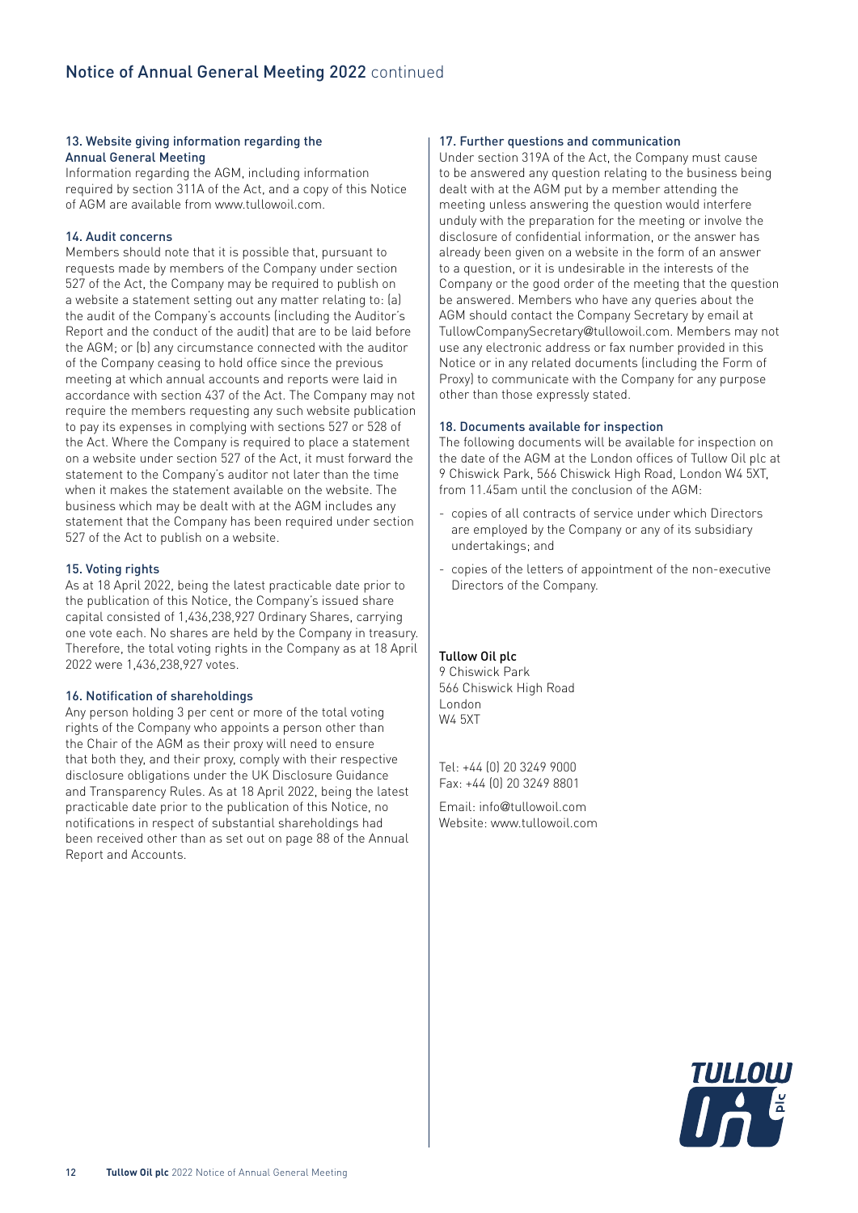## Notice of Annual General Meeting 2022 continued

### 13. Website giving information regarding the Annual General Meeting

Information regarding the AGM, including information required by section 311A of the Act, and a copy of this Notice of AGM are available from www.tullowoil.com.

### 14. Audit concerns

Members should note that it is possible that, pursuant to requests made by members of the Company under section 527 of the Act, the Company may be required to publish on a website a statement setting out any matter relating to: (a) the audit of the Company's accounts (including the Auditor's Report and the conduct of the audit) that are to be laid before the AGM; or (b) any circumstance connected with the auditor of the Company ceasing to hold office since the previous meeting at which annual accounts and reports were laid in accordance with section 437 of the Act. The Company may not require the members requesting any such website publication to pay its expenses in complying with sections 527 or 528 of the Act. Where the Company is required to place a statement on a website under section 527 of the Act, it must forward the statement to the Company's auditor not later than the time when it makes the statement available on the website. The business which may be dealt with at the AGM includes any statement that the Company has been required under section 527 of the Act to publish on a website.

### 15. Voting rights

As at 18 April 2022, being the latest practicable date prior to the publication of this Notice, the Company's issued share capital consisted of 1,436,238,927 Ordinary Shares, carrying one vote each. No shares are held by the Company in treasury. Therefore, the total voting rights in the Company as at 18 April 2022 were 1,436,238,927 votes.

### 16. Notification of shareholdings

Any person holding 3 per cent or more of the total voting rights of the Company who appoints a person other than the Chair of the AGM as their proxy will need to ensure that both they, and their proxy, comply with their respective disclosure obligations under the UK Disclosure Guidance and Transparency Rules. As at 18 April 2022, being the latest practicable date prior to the publication of this Notice, no notifications in respect of substantial shareholdings had been received other than as set out on page 88 of the Annual Report and Accounts.

### 17. Further questions and communication

Under section 319A of the Act, the Company must cause to be answered any question relating to the business being dealt with at the AGM put by a member attending the meeting unless answering the question would interfere unduly with the preparation for the meeting or involve the disclosure of confidential information, or the answer has already been given on a website in the form of an answer to a question, or it is undesirable in the interests of the Company or the good order of the meeting that the question be answered. Members who have any queries about the AGM should contact the Company Secretary by email at TullowCompanySecretary@tullowoil.com. Members may not use any electronic address or fax number provided in this Notice or in any related documents (including the Form of Proxy) to communicate with the Company for any purpose other than those expressly stated.

### 18. Documents available for inspection

The following documents will be available for inspection on the date of the AGM at the London offices of Tullow Oil plc at 9 Chiswick Park, 566 Chiswick High Road, London W4 5XT, from 11.45am until the conclusion of the AGM:

- copies of all contracts of service under which Directors are employed by the Company or any of its subsidiary undertakings; and
- copies of the letters of appointment of the non-executive Directors of the Company.

**Tullow Oil plc**
9 Chiswick Park
566 Chiswick High Road
London
W4 5XT

Tel: +44 (0) 20 3249 9000
Fax: +44 (0) 20 3249 8801

Email: info@tullowoil.com
Website: www.tullowoil.com